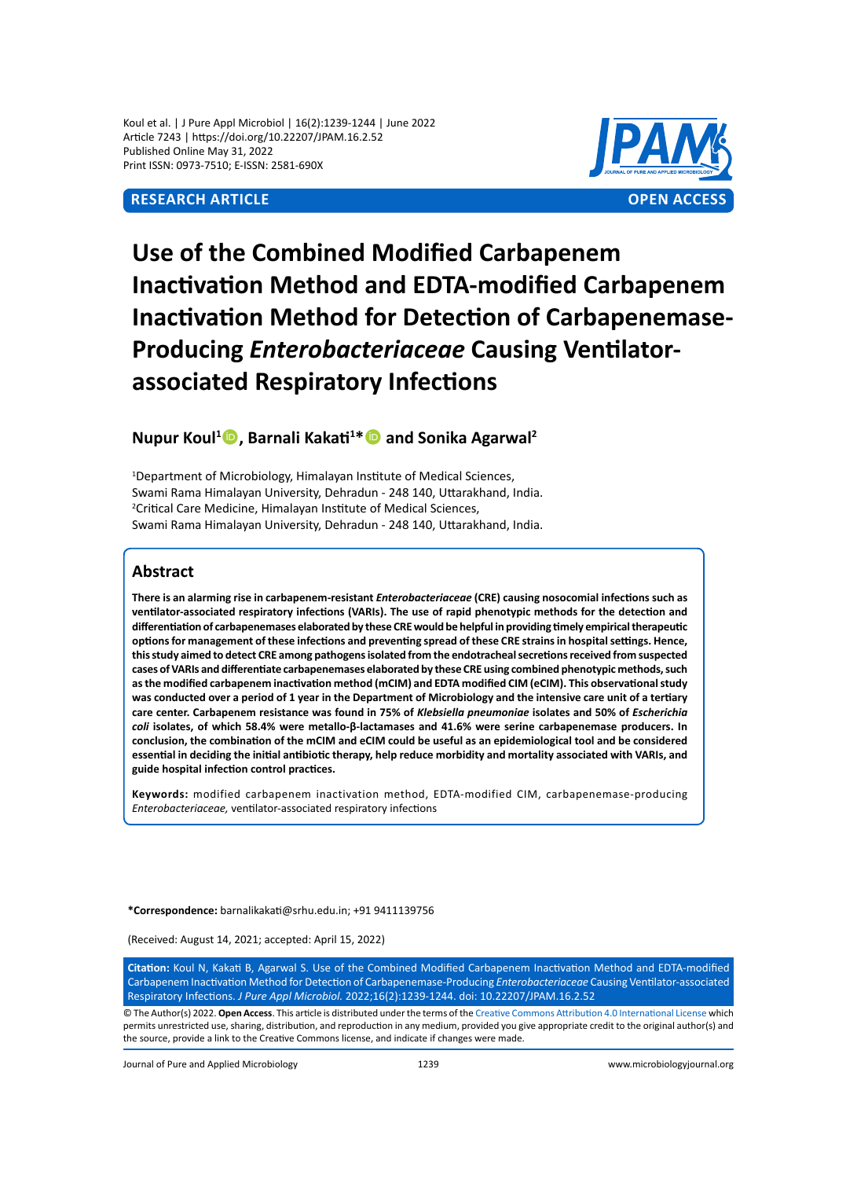Koul et al. | J Pure Appl Microbiol | 16(2):1239-1244 | June 2022
Article 7243 | https://doi.org/10.22207/JPAM.16.2.52
Published Online May 31, 2022
Print ISSN: 0973-7510; E-ISSN: 2581-690X

**RESEARCH ARTICLE** **OPEN ACCESS**

# Use of the Combined Modified Carbapenem Inactivation Method and EDTA-modified Carbapenem Inactivation Method for Detection of Carbapenemase-Producing *Enterobacteriaceae* Causing Ventilator-associated Respiratory Infections

**Nupur Koul[1], Barnali Kakati[1]* and Sonika Agarwal[2]**

[1]Department of Microbiology, Himalayan Institute of Medical Sciences, Swami Rama Himalayan University, Dehradun - 248 140, Uttarakhand, India.
[2]Critical Care Medicine, Himalayan Institute of Medical Sciences, Swami Rama Himalayan University, Dehradun - 248 140, Uttarakhand, India.

## Abstract

**There is an alarming rise in carbapenem-resistant *Enterobacteriaceae* (CRE) causing nosocomial infections such as ventilator-associated respiratory infections (VARIs). The use of rapid phenotypic methods for the detection and differentiation of carbapenemases elaborated by these CRE would be helpful in providing timely empirical therapeutic options for management of these infections and preventing spread of these CRE strains in hospital settings. Hence, this study aimed to detect CRE among pathogens isolated from the endotracheal secretions received from suspected cases of VARIs and differentiate carbapenemases elaborated by these CRE using combined phenotypic methods, such as the modified carbapenem inactivation method (mCIM) and EDTA modified CIM (eCIM). This observational study was conducted over a period of 1 year in the Department of Microbiology and the intensive care unit of a tertiary care center. Carbapenem resistance was found in 75% of *Klebsiella pneumoniae* isolates and 50% of *Escherichia coli* isolates, of which 58.4% were metallo-β-lactamases and 41.6% were serine carbapenemase producers. In conclusion, the combination of the mCIM and eCIM could be useful as an epidemiological tool and be considered essential in deciding the initial antibiotic therapy, help reduce morbidity and mortality associated with VARIs, and guide hospital infection control practices.**

**Keywords:** modified carbapenem inactivation method, EDTA-modified CIM, carbapenemase-producing *Enterobacteriaceae,* ventilator-associated respiratory infections

***Correspondence:** barnalikakati@srhu.edu.in; +91 9411139756

(Received: August 14, 2021; accepted: April 15, 2022)

**Citation:** Koul N, Kakati B, Agarwal S. Use of the Combined Modified Carbapenem Inactivation Method and EDTA-modified Carbapenem Inactivation Method for Detection of Carbapenemase-Producing *Enterobacteriaceae* Causing Ventilator-associated Respiratory Infections. *J Pure Appl Microbiol.* 2022;16(2):1239-1244. doi: 10.22207/JPAM.16.2.52

© The Author(s) 2022. **Open Access**. This article is distributed under the terms of the Creative Commons Attribution 4.0 International License which permits unrestricted use, sharing, distribution, and reproduction in any medium, provided you give appropriate credit to the original author(s) and the source, provide a link to the Creative Commons license, and indicate if changes were made.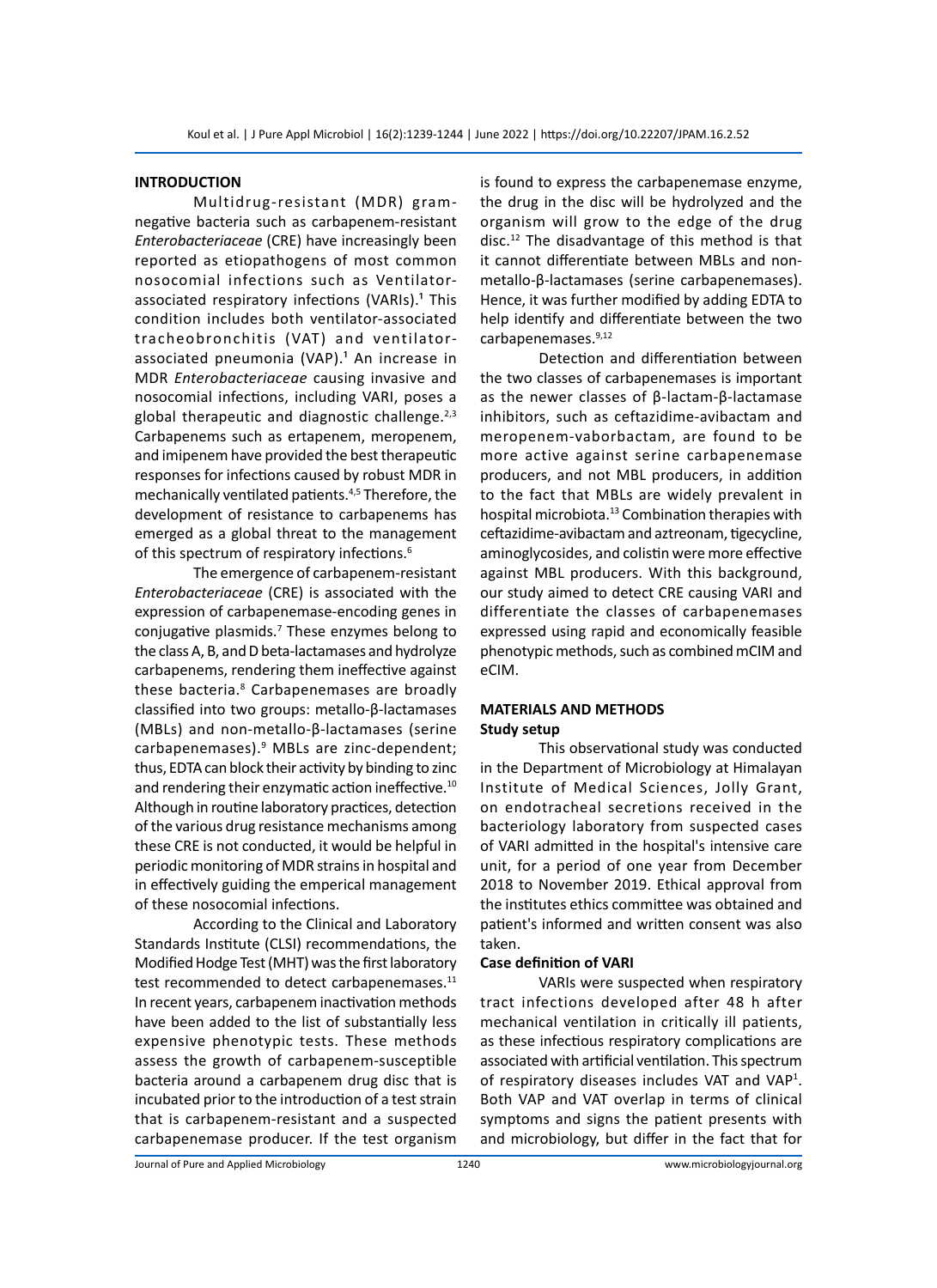## INTRODUCTION

Multidrug-resistant (MDR) gram-negative bacteria such as carbapenem-resistant *Enterobacteriaceae* (CRE) have increasingly been reported as etiopathogens of most common nosocomial infections such as Ventilator-associated respiratory infections (VARIs).[1] This condition includes both ventilator-associated tracheobronchitis (VAT) and ventilator-associated pneumonia (VAP).[1] An increase in MDR *Enterobacteriaceae* causing invasive and nosocomial infections, including VARI, poses a global therapeutic and diagnostic challenge.[2,3] Carbapenems such as ertapenem, meropenem, and imipenem have provided the best therapeutic responses for infections caused by robust MDR in mechanically ventilated patients.[4,5] Therefore, the development of resistance to carbapenems has emerged as a global threat to the management of this spectrum of respiratory infections.[6]

The emergence of carbapenem-resistant *Enterobacteriaceae* (CRE) is associated with the expression of carbapenemase-encoding genes in conjugative plasmids.[7] These enzymes belong to the class A, B, and D beta-lactamases and hydrolyze carbapenems, rendering them ineffective against these bacteria.[8] Carbapenemases are broadly classified into two groups: metallo-β-lactamases (MBLs) and non-metallo-β-lactamases (serine carbapenemases).[9] MBLs are zinc-dependent; thus, EDTA can block their activity by binding to zinc and rendering their enzymatic action ineffective.[10] Although in routine laboratory practices, detection of the various drug resistance mechanisms among these CRE is not conducted, it would be helpful in periodic monitoring of MDR strains in hospital and in effectively guiding the emperical management of these nosocomial infections.

According to the Clinical and Laboratory Standards Institute (CLSI) recommendations, the Modified Hodge Test (MHT) was the first laboratory test recommended to detect carbapenemases.[11] In recent years, carbapenem inactivation methods have been added to the list of substantially less expensive phenotypic tests. These methods assess the growth of carbapenem-susceptible bacteria around a carbapenem drug disc that is incubated prior to the introduction of a test strain that is carbapenem-resistant and a suspected carbapenemase producer. If the test organism is found to express the carbapenemase enzyme, the drug in the disc will be hydrolyzed and the organism will grow to the edge of the drug disc.[12] The disadvantage of this method is that it cannot differentiate between MBLs and non-metallo-β-lactamases (serine carbapenemases). Hence, it was further modified by adding EDTA to help identify and differentiate between the two carbapenemases.[9,12]

Detection and differentiation between the two classes of carbapenemases is important as the newer classes of β-lactam-β-lactamase inhibitors, such as ceftazidime-avibactam and meropenem-vaborbactam, are found to be more active against serine carbapenemase producers, and not MBL producers, in addition to the fact that MBLs are widely prevalent in hospital microbiota.[13] Combination therapies with ceftazidime-avibactam and aztreonam, tigecycline, aminoglycosides, and colistin were more effective against MBL producers. With this background, our study aimed to detect CRE causing VARI and differentiate the classes of carbapenemases expressed using rapid and economically feasible phenotypic methods, such as combined mCIM and eCIM.

## MATERIALS AND METHODS

### Study setup

This observational study was conducted in the Department of Microbiology at Himalayan Institute of Medical Sciences, Jolly Grant, on endotracheal secretions received in the bacteriology laboratory from suspected cases of VARI admitted in the hospital's intensive care unit, for a period of one year from December 2018 to November 2019. Ethical approval from the institutes ethics committee was obtained and patient's informed and written consent was also taken.

### Case definition of VARI

VARIs were suspected when respiratory tract infections developed after 48 h after mechanical ventilation in critically ill patients, as these infectious respiratory complications are associated with artificial ventilation. This spectrum of respiratory diseases includes VAT and VAP[1]. Both VAP and VAT overlap in terms of clinical symptoms and signs the patient presents with and microbiology, but differ in the fact that for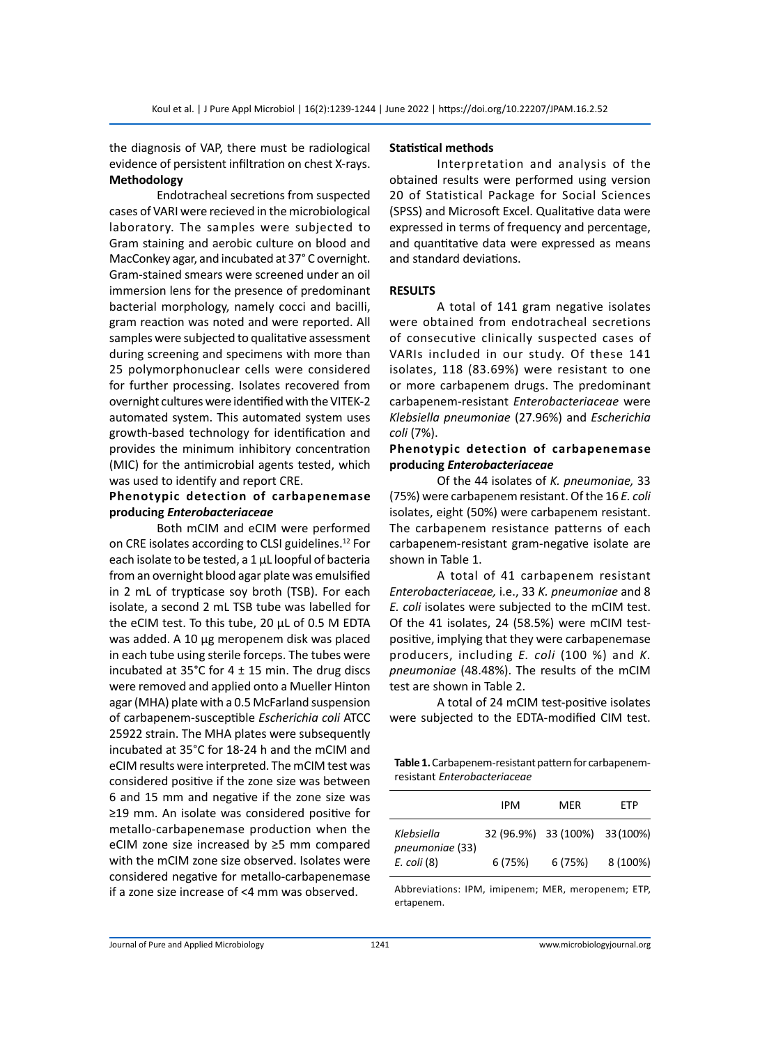the diagnosis of VAP, there must be radiological evidence of persistent infiltration on chest X-rays.

**Methodology**

Endotracheal secretions from suspected cases of VARI were recieved in the microbiological laboratory. The samples were subjected to Gram staining and aerobic culture on blood and MacConkey agar, and incubated at 37° C overnight. Gram-stained smears were screened under an oil immersion lens for the presence of predominant bacterial morphology, namely cocci and bacilli, gram reaction was noted and were reported. All samples were subjected to qualitative assessment during screening and specimens with more than 25 polymorphonuclear cells were considered for further processing. Isolates recovered from overnight cultures were identified with the VITEK-2 automated system. This automated system uses growth-based technology for identification and provides the minimum inhibitory concentration (MIC) for the antimicrobial agents tested, which was used to identify and report CRE.

### Phenotypic detection of carbapenemase producing *Enterobacteriaceae*

Both mCIM and eCIM were performed on CRE isolates according to CLSI guidelines.[12] For each isolate to be tested, a 1 µL loopful of bacteria from an overnight blood agar plate was emulsified in 2 mL of trypticase soy broth (TSB). For each isolate, a second 2 mL TSB tube was labelled for the eCIM test. To this tube, 20 µL of 0.5 M EDTA was added. A 10 µg meropenem disk was placed in each tube using sterile forceps. The tubes were incubated at 35°C for 4 ± 15 min. The drug discs were removed and applied onto a Mueller Hinton agar (MHA) plate with a 0.5 McFarland suspension of carbapenem-susceptible *Escherichia coli* ATCC 25922 strain. The MHA plates were subsequently incubated at 35°C for 18-24 h and the mCIM and eCIM results were interpreted. The mCIM test was considered positive if the zone size was between 6 and 15 mm and negative if the zone size was ≥19 mm. An isolate was considered positive for metallo-carbapenemase production when the eCIM zone size increased by ≥5 mm compared with the mCIM zone size observed. Isolates were considered negative for metallo-carbapenemase if a zone size increase of <4 mm was observed.

### Statistical methods

Interpretation and analysis of the obtained results were performed using version 20 of Statistical Package for Social Sciences (SPSS) and Microsoft Excel. Qualitative data were expressed in terms of frequency and percentage, and quantitative data were expressed as means and standard deviations.

## RESULTS

A total of 141 gram negative isolates were obtained from endotracheal secretions of consecutive clinically suspected cases of VARIs included in our study. Of these 141 isolates, 118 (83.69%) were resistant to one or more carbapenem drugs. The predominant carbapenem-resistant *Enterobacteriaceae* were *Klebsiella pneumoniae* (27.96%) and *Escherichia coli* (7%).

### Phenotypic detection of carbapenemase producing *Enterobacteriaceae*

Of the 44 isolates of *K. pneumoniae,* 33 (75%) were carbapenem resistant. Of the 16 *E. coli* isolates, eight (50%) were carbapenem resistant. The carbapenem resistance patterns of each carbapenem-resistant gram-negative isolate are shown in Table 1.

A total of 41 carbapenem resistant *Enterobacteriaceae,* i.e., 33 *K. pneumoniae* and 8 *E. coli* isolates were subjected to the mCIM test. Of the 41 isolates, 24 (58.5%) were mCIM test-positive, implying that they were carbapenemase producers, including *E. coli* (100 %) and *K. pneumoniae* (48.48%). The results of the mCIM test are shown in Table 2.

A total of 24 mCIM test-positive isolates were subjected to the EDTA-modified CIM test.

**Table 1.** Carbapenem-resistant pattern for carbapenem-resistant *Enterobacteriaceae*

| | IPM | MER | ETP |
|---|---|---|---|
| *Klebsiella pneumoniae* (33) | 32 (96.9%) | 33 (100%) | 33 (100%) |
| *E. coli* (8) | 6 (75%) | 6 (75%) | 8 (100%) |

Abbreviations: IPM, imipenem; MER, meropenem; ETP, ertapenem.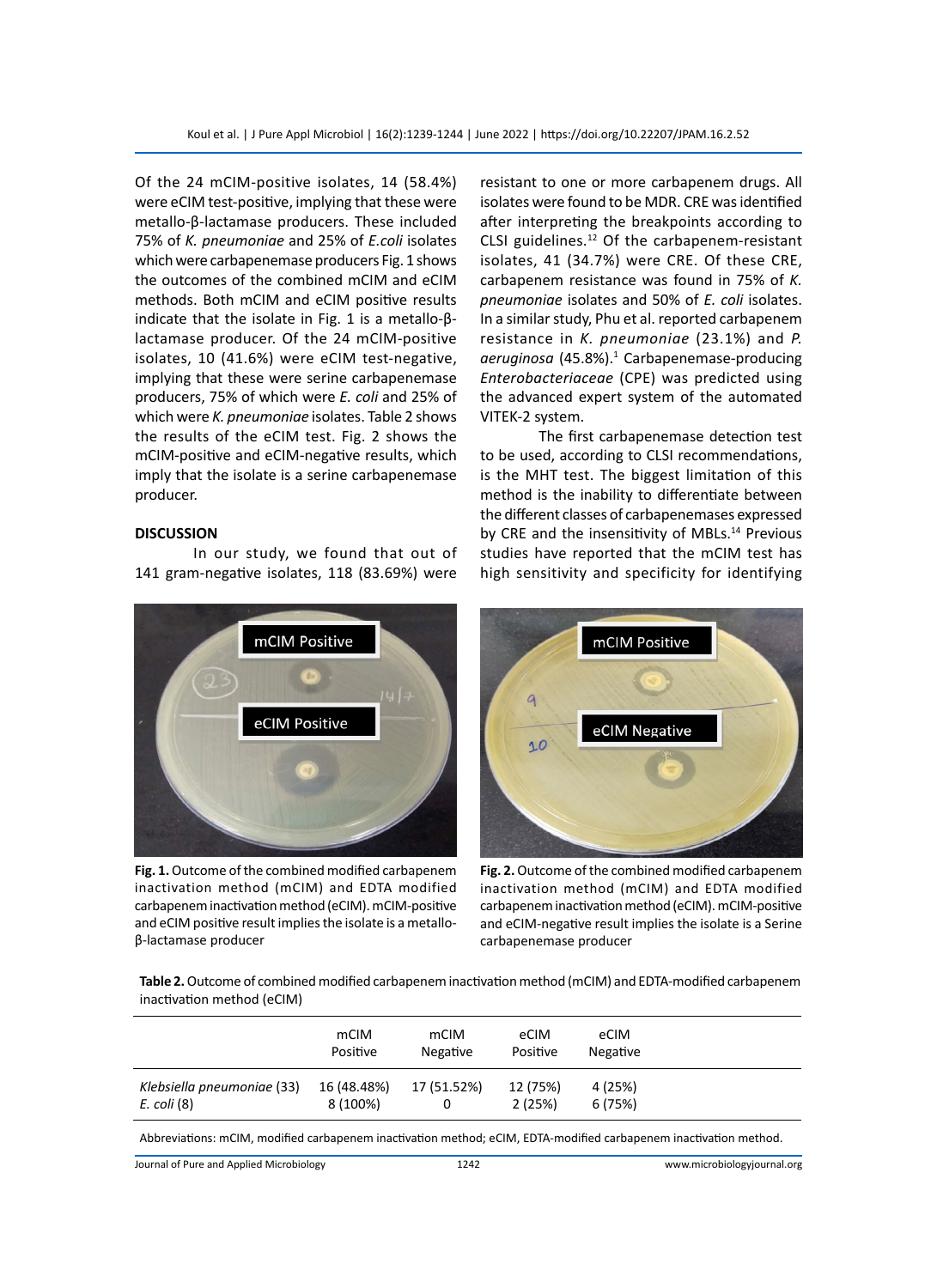Of the 24 mCIM-positive isolates, 14 (58.4%) were eCIM test-positive, implying that these were metallo-β-lactamase producers. These included 75% of *K. pneumoniae* and 25% of *E.coli* isolates which were carbapenemase producers Fig. 1 shows the outcomes of the combined mCIM and eCIM methods. Both mCIM and eCIM positive results indicate that the isolate in Fig. 1 is a metallo-β-lactamase producer. Of the 24 mCIM-positive isolates, 10 (41.6%) were eCIM test-negative, implying that these were serine carbapenemase producers, 75% of which were *E. coli* and 25% of which were *K. pneumoniae* isolates. Table 2 shows the results of the eCIM test. Fig. 2 shows the mCIM-positive and eCIM-negative results, which imply that the isolate is a serine carbapenemase producer.

## DISCUSSION

In our study, we found that out of 141 gram-negative isolates, 118 (83.69%) were resistant to one or more carbapenem drugs. All isolates were found to be MDR. CRE was identified after interpreting the breakpoints according to CLSI guidelines.[12] Of the carbapenem-resistant isolates, 41 (34.7%) were CRE. Of these CRE, carbapenem resistance was found in 75% of *K. pneumoniae* isolates and 50% of *E. coli* isolates. In a similar study, Phu et al. reported carbapenem resistance in *K. pneumoniae* (23.1%) and *P. aeruginosa* (45.8%).[1] Carbapenemase-producing *Enterobacteriaceae* (CPE) was predicted using the advanced expert system of the automated VITEK-2 system.

The first carbapenemase detection test to be used, according to CLSI recommendations, is the MHT test. The biggest limitation of this method is the inability to differentiate between the different classes of carbapenemases expressed by CRE and the insensitivity of MBLs.[14] Previous studies have reported that the mCIM test has high sensitivity and specificity for identifying

**Fig. 1.** Outcome of the combined modified carbapenem inactivation method (mCIM) and EDTA modified carbapenem inactivation method (eCIM). mCIM-positive and eCIM positive result implies the isolate is a metallo-β-lactamase producer

**Fig. 2.** Outcome of the combined modified carbapenem inactivation method (mCIM) and EDTA modified carbapenem inactivation method (eCIM). mCIM-positive and eCIM-negative result implies the isolate is a Serine carbapenemase producer

**Table 2.** Outcome of combined modified carbapenem inactivation method (mCIM) and EDTA-modified carbapenem inactivation method (eCIM)

| | mCIM Positive | mCIM Negative | eCIM Positive | eCIM Negative |
|---|---|---|---|---|
| *Klebsiella pneumoniae* (33) | 16 (48.48%) | 17 (51.52%) | 12 (75%) | 4 (25%) |
| *E. coli* (8) | 8 (100%) | 0 | 2 (25%) | 6 (75%) |

Abbreviations: mCIM, modified carbapenem inactivation method; eCIM, EDTA-modified carbapenem inactivation method.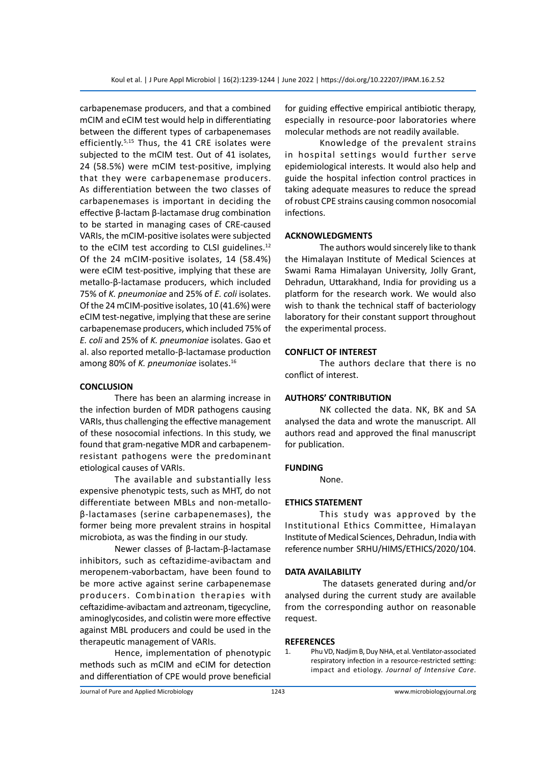carbapenemase producers, and that a combined mCIM and eCIM test would help in differentiating between the different types of carbapenemases efficiently.[5,15] Thus, the 41 CRE isolates were subjected to the mCIM test. Out of 41 isolates, 24 (58.5%) were mCIM test-positive, implying that they were carbapenemase producers. As differentiation between the two classes of carbapenemases is important in deciding the effective β-lactam β-lactamase drug combination to be started in managing cases of CRE-caused VARIs, the mCIM-positive isolates were subjected to the eCIM test according to CLSI guidelines.[12] Of the 24 mCIM-positive isolates, 14 (58.4%) were eCIM test-positive, implying that these are metallo-β-lactamase producers, which included 75% of *K. pneumoniae* and 25% of *E. coli* isolates. Of the 24 mCIM-positive isolates, 10 (41.6%) were eCIM test-negative, implying that these are serine carbapenemase producers, which included 75% of *E. coli* and 25% of *K. pneumoniae* isolates. Gao et al. also reported metallo-β-lactamase production among 80% of *K. pneumoniae* isolates.[16]

## CONCLUSION

There has been an alarming increase in the infection burden of MDR pathogens causing VARIs, thus challenging the effective management of these nosocomial infections. In this study, we found that gram-negative MDR and carbapenem-resistant pathogens were the predominant etiological causes of VARIs.

The available and substantially less expensive phenotypic tests, such as MHT, do not differentiate between MBLs and non-metallo-β-lactamases (serine carbapenemases), the former being more prevalent strains in hospital microbiota, as was the finding in our study.

Newer classes of β-lactam-β-lactamase inhibitors, such as ceftazidime-avibactam and meropenem-vaborbactam, have been found to be more active against serine carbapenemase producers. Combination therapies with ceftazidime-avibactam and aztreonam, tigecycline, aminoglycosides, and colistin were more effective against MBL producers and could be used in the therapeutic management of VARIs.

Hence, implementation of phenotypic methods such as mCIM and eCIM for detection and differentiation of CPE would prove beneficial for guiding effective empirical antibiotic therapy, especially in resource-poor laboratories where molecular methods are not readily available.

Knowledge of the prevalent strains in hospital settings would further serve epidemiological interests. It would also help and guide the hospital infection control practices in taking adequate measures to reduce the spread of robust CPE strains causing common nosocomial infections.

## ACKNOWLEDGMENTS

The authors would sincerely like to thank the Himalayan Institute of Medical Sciences at Swami Rama Himalayan University, Jolly Grant, Dehradun, Uttarakhand, India for providing us a platform for the research work. We would also wish to thank the technical staff of bacteriology laboratory for their constant support throughout the experimental process.

## CONFLICT OF INTEREST

The authors declare that there is no conflict of interest.

## AUTHORS' CONTRIBUTION

NK collected the data. NK, BK and SA analysed the data and wrote the manuscript. All authors read and approved the final manuscript for publication.

## FUNDING

None.

## ETHICS STATEMENT

This study was approved by the Institutional Ethics Committee, Himalayan Institute of Medical Sciences, Dehradun, India with reference number SRHU/HIMS/ETHICS/2020/104.

## DATA AVAILABILITY

The datasets generated during and/or analysed during the current study are available from the corresponding author on reasonable request.

## REFERENCES

1. Phu VD, Nadjim B, Duy NHA, et al. Ventilator-associated respiratory infection in a resource-restricted setting: impact and etiology. *Journal of Intensive Care*.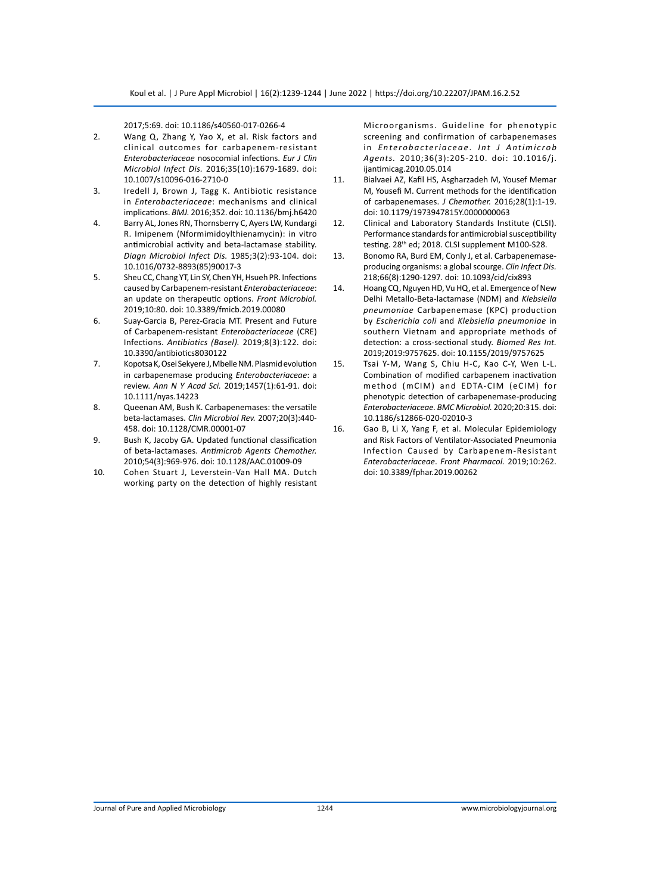2017;5:69. doi: 10.1186/s40560-017-0266-4

2. Wang Q, Zhang Y, Yao X, et al. Risk factors and clinical outcomes for carbapenem-resistant *Enterobacteriaceae* nosocomial infections. *Eur J Clin Microbiol Infect Dis.* 2016;35(10):1679-1689. doi: 10.1007/s10096-016-2710-0
3. Iredell J, Brown J, Tagg K. Antibiotic resistance in *Enterobacteriaceae*: mechanisms and clinical implications. *BMJ.* 2016;352. doi: 10.1136/bmj.h6420
4. Barry AL, Jones RN, Thornsberry C, Ayers LW, Kundargi R. Imipenem (Nformimidoylthienamycin): in vitro antimicrobial activity and beta-lactamase stability. *Diagn Microbiol Infect Dis.* 1985;3(2):93-104. doi: 10.1016/0732-8893(85)90017-3
5. Sheu CC, Chang YT, Lin SY, Chen YH, Hsueh PR. Infections caused by Carbapenem-resistant *Enterobacteriaceae*: an update on therapeutic options. *Front Microbiol.* 2019;10:80. doi: 10.3389/fmicb.2019.00080
6. Suay-Garcia B, Perez-Gracia MT. Present and Future of Carbapenem-resistant *Enterobacteriaceae* (CRE) Infections. *Antibiotics (Basel).* 2019;8(3):122. doi: 10.3390/antibiotics8030122
7. Kopotsa K, Osei Sekyere J, Mbelle NM. Plasmid evolution in carbapenemase producing *Enterobacteriaceae*: a review. *Ann N Y Acad Sci.* 2019;1457(1):61-91. doi: 10.1111/nyas.14223
8. Queenan AM, Bush K. Carbapenemases: the versatile beta-lactamases. *Clin Microbiol Rev.* 2007;20(3):440-458. doi: 10.1128/CMR.00001-07
9. Bush K, Jacoby GA. Updated functional classification of beta-lactamases. *Antimicrob Agents Chemother.* 2010;54(3):969-976. doi: 10.1128/AAC.01009-09
10. Cohen Stuart J, Leverstein-Van Hall MA. Dutch working party on the detection of highly resistant Microorganisms. Guideline for phenotypic screening and confirmation of carbapenemases in *Enterobacteriaceae*. *Int J Antimicrob Agents.* 2010;36(3):205-210. doi: 10.1016/j.ijantimicag.2010.05.014
11. Bialvaei AZ, Kafil HS, Asgharzadeh M, Yousef Memar M, Yousefi M. Current methods for the identification of carbapenemases. *J Chemother.* 2016;28(1):1-19. doi: 10.1179/1973947815Y.0000000063
12. Clinical and Laboratory Standards Institute (CLSI). Performance standards for antimicrobial susceptibility testing. 28th ed; 2018. CLSI supplement M100-S28.
13. Bonomo RA, Burd EM, Conly J, et al. Carbapenemase-producing organisms: a global scourge. *Clin Infect Dis.* 218;66(8):1290-1297. doi: 10.1093/cid/cix893
14. Hoang CQ, Nguyen HD, Vu HQ, et al. Emergence of New Delhi Metallo-Beta-lactamase (NDM) and *Klebsiella pneumoniae* Carbapenemase (KPC) production by *Escherichia coli* and *Klebsiella pneumoniae* in southern Vietnam and appropriate methods of detection: a cross-sectional study. *Biomed Res Int.* 2019;2019:9757625. doi: 10.1155/2019/9757625
15. Tsai Y-M, Wang S, Chiu H-C, Kao C-Y, Wen L-L. Combination of modified carbapenem inactivation method (mCIM) and EDTA-CIM (eCIM) for phenotypic detection of carbapenemase-producing *Enterobacteriaceae*. *BMC Microbiol.* 2020;20:315. doi: 10.1186/s12866-020-02010-3
16. Gao B, Li X, Yang F, et al. Molecular Epidemiology and Risk Factors of Ventilator-Associated Pneumonia Infection Caused by Carbapenem-Resistant *Enterobacteriaceae*. *Front Pharmacol.* 2019;10:262. doi: 10.3389/fphar.2019.00262